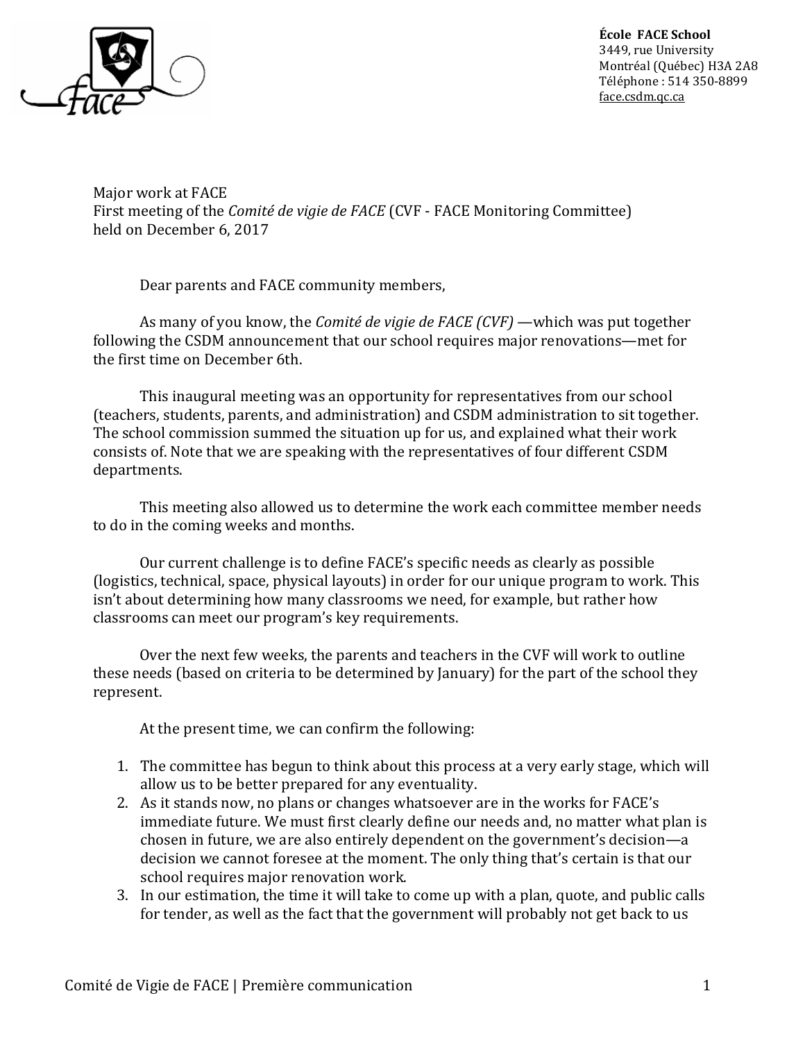**École FACE School**
3449, rue University
Montréal (Québec) H3A 2A8
Téléphone : 514 350-8899
face.csdm.qc.ca

Major work at FACE
First meeting of the *Comité de vigie de FACE* (CVF - FACE Monitoring Committee)
held on December 6, 2017

Dear parents and FACE community members,

As many of you know, the *Comité de vigie de FACE (CVF)* —which was put together following the CSDM announcement that our school requires major renovations—met for the first time on December 6th.

This inaugural meeting was an opportunity for representatives from our school (teachers, students, parents, and administration) and CSDM administration to sit together. The school commission summed the situation up for us, and explained what their work consists of. Note that we are speaking with the representatives of four different CSDM departments.

This meeting also allowed us to determine the work each committee member needs to do in the coming weeks and months.

Our current challenge is to define FACE's specific needs as clearly as possible (logistics, technical, space, physical layouts) in order for our unique program to work. This isn't about determining how many classrooms we need, for example, but rather how classrooms can meet our program's key requirements.

Over the next few weeks, the parents and teachers in the CVF will work to outline these needs (based on criteria to be determined by January) for the part of the school they represent.

At the present time, we can confirm the following:

1. The committee has begun to think about this process at a very early stage, which will allow us to be better prepared for any eventuality.
2. As it stands now, no plans or changes whatsoever are in the works for FACE's immediate future. We must first clearly define our needs and, no matter what plan is chosen in future, we are also entirely dependent on the government's decision—a decision we cannot foresee at the moment. The only thing that's certain is that our school requires major renovation work.
3. In our estimation, the time it will take to come up with a plan, quote, and public calls for tender, as well as the fact that the government will probably not get back to us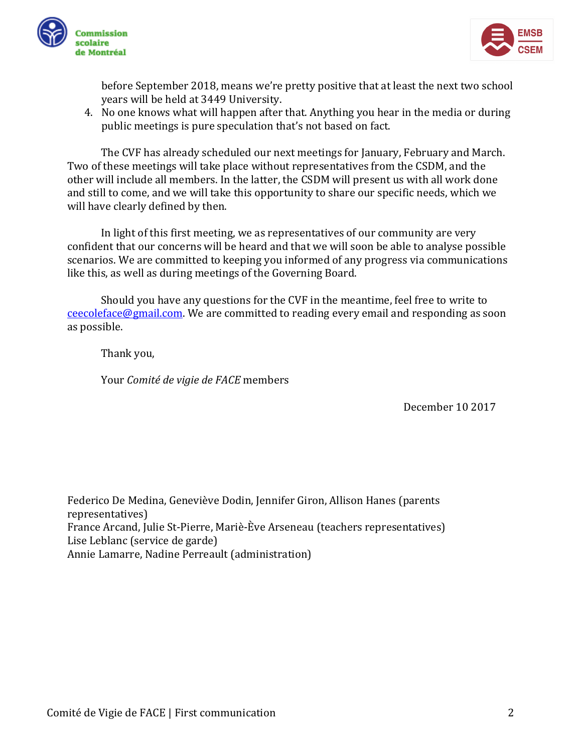before September 2018, means we're pretty positive that at least the next two school years will be held at 3449 University.

4. No one knows what will happen after that. Anything you hear in the media or during public meetings is pure speculation that's not based on fact.

The CVF has already scheduled our next meetings for January, February and March. Two of these meetings will take place without representatives from the CSDM, and the other will include all members. In the latter, the CSDM will present us with all work done and still to come, and we will take this opportunity to share our specific needs, which we will have clearly defined by then.

In light of this first meeting, we as representatives of our community are very confident that our concerns will be heard and that we will soon be able to analyse possible scenarios. We are committed to keeping you informed of any progress via communications like this, as well as during meetings of the Governing Board.

Should you have any questions for the CVF in the meantime, feel free to write to ceecoleface@gmail.com. We are committed to reading every email and responding as soon as possible.

Thank you,

Your *Comité de vigie de FACE* members

December 10 2017

Federico De Medina, Geneviève Dodin, Jennifer Giron, Allison Hanes (parents representatives)
France Arcand, Julie St-Pierre, Mariè-Ève Arseneau (teachers representatives)
Lise Leblanc (service de garde)
Annie Lamarre, Nadine Perreault (administration)